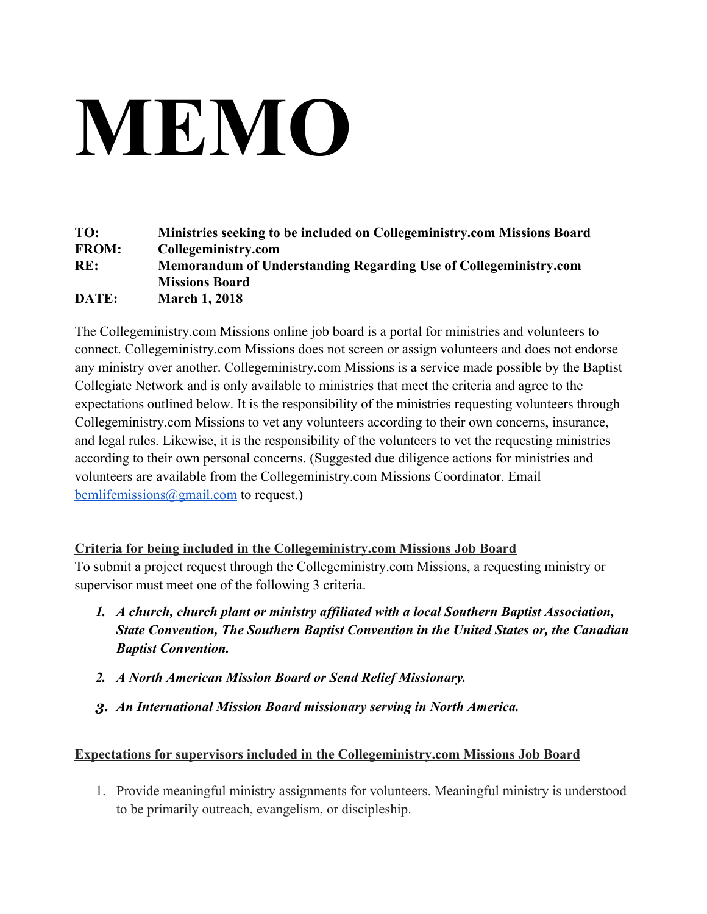# MEMO

| | |
|---|---|
| **TO:** | **Ministries seeking to be included on Collegeministry.com Missions Board** |
| **FROM:** | **Collegeministry.com** |
| **RE:** | **Memorandum of Understanding Regarding Use of Collegeministry.com Missions Board** |
| **DATE:** | **March 1, 2018** |

The Collegeministry.com Missions online job board is a portal for ministries and volunteers to connect. Collegeministry.com Missions does not screen or assign volunteers and does not endorse any ministry over another. Collegeministry.com Missions is a service made possible by the Baptist Collegiate Network and is only available to ministries that meet the criteria and agree to the expectations outlined below. It is the responsibility of the ministries requesting volunteers through Collegeministry.com Missions to vet any volunteers according to their own concerns, insurance, and legal rules. Likewise, it is the responsibility of the volunteers to vet the requesting ministries according to their own personal concerns. (Suggested due diligence actions for ministries and volunteers are available from the Collegeministry.com Missions Coordinator. Email bcmlifemissions@gmail.com to request.)

**Criteria for being included in the Collegeministry.com Missions Job Board**

To submit a project request through the Collegeministry.com Missions, a requesting ministry or supervisor must meet one of the following 3 criteria.

1. ***A church, church plant or ministry affiliated with a local Southern Baptist Association, State Convention, The Southern Baptist Convention in the United States or, the Canadian Baptist Convention.***
2. ***A North American Mission Board or Send Relief Missionary.***
3. ***An International Mission Board missionary serving in North America.***

**Expectations for supervisors included in the Collegeministry.com Missions Job Board**

1. Provide meaningful ministry assignments for volunteers. Meaningful ministry is understood to be primarily outreach, evangelism, or discipleship.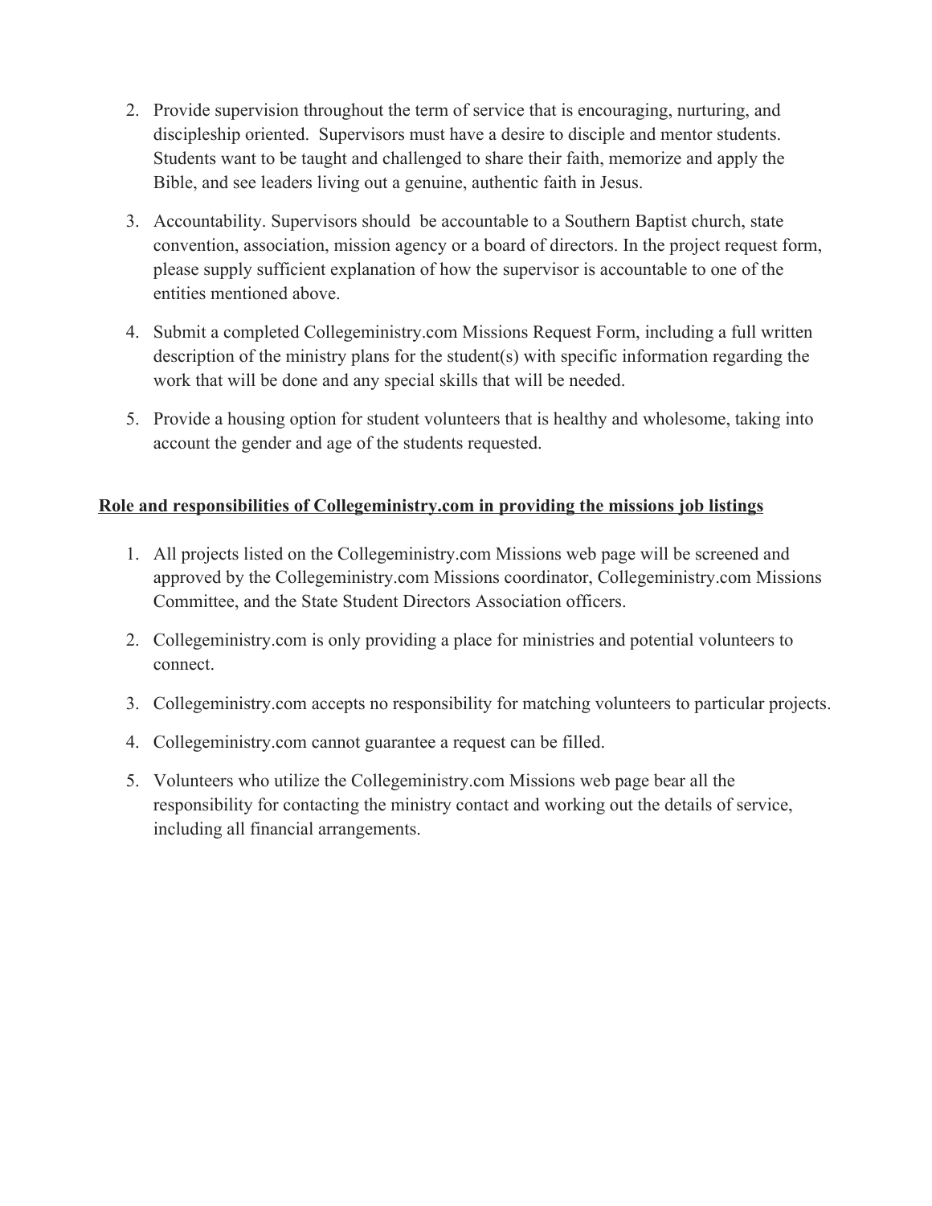2. Provide supervision throughout the term of service that is encouraging, nurturing, and discipleship oriented. Supervisors must have a desire to disciple and mentor students. Students want to be taught and challenged to share their faith, memorize and apply the Bible, and see leaders living out a genuine, authentic faith in Jesus.
3. Accountability. Supervisors should be accountable to a Southern Baptist church, state convention, association, mission agency or a board of directors. In the project request form, please supply sufficient explanation of how the supervisor is accountable to one of the entities mentioned above.
4. Submit a completed Collegeministry.com Missions Request Form, including a full written description of the ministry plans for the student(s) with specific information regarding the work that will be done and any special skills that will be needed.
5. Provide a housing option for student volunteers that is healthy and wholesome, taking into account the gender and age of the students requested.

**<u>Role and responsibilities of Collegeministry.com in providing the missions job listings</u>**

1. All projects listed on the Collegeministry.com Missions web page will be screened and approved by the Collegeministry.com Missions coordinator, Collegeministry.com Missions Committee, and the State Student Directors Association officers.
2. Collegeministry.com is only providing a place for ministries and potential volunteers to connect.
3. Collegeministry.com accepts no responsibility for matching volunteers to particular projects.
4. Collegeministry.com cannot guarantee a request can be filled.
5. Volunteers who utilize the Collegeministry.com Missions web page bear all the responsibility for contacting the ministry contact and working out the details of service, including all financial arrangements.